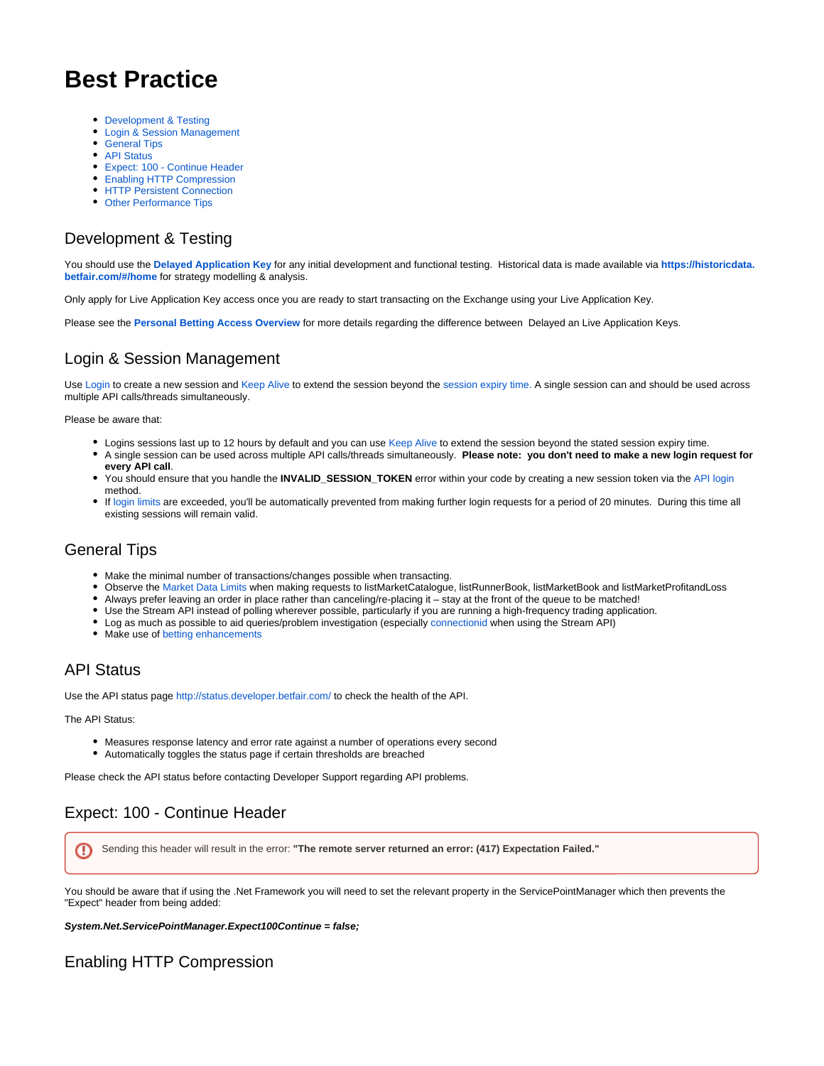# Best Practice

- Development & Testing
- Login & Session Management
- General Tips
- API Status
- Expect: 100 - Continue Header
- Enabling HTTP Compression
- HTTP Persistent Connection
- Other Performance Tips

## Development & Testing

You should use the **Delayed Application Key** for any initial development and functional testing.  Historical data is made available via **https://historicdata.betfair.com/#/home** for strategy modelling & analysis.

Only apply for Live Application Key access once you are ready to start transacting on the Exchange using your Live Application Key.

Please see the **Personal Betting Access Overview** for more details regarding the difference between  Delayed an Live Application Keys.

## Login & Session Management

Use Login to create a new session and Keep Alive to extend the session beyond the session expiry time. A single session can and should be used across multiple API calls/threads simultaneously.

Please be aware that:

- Logins sessions last up to 12 hours by default and you can use Keep Alive to extend the session beyond the stated session expiry time.
- A single session can be used across multiple API calls/threads simultaneously.  **Please note:  you don't need to make a new login request for every API call**.
- You should ensure that you handle the **INVALID_SESSION_TOKEN** error within your code by creating a new session token via the API login method.
- If login limits are exceeded, you'll be automatically prevented from making further login requests for a period of 20 minutes.  During this time all existing sessions will remain valid.

## General Tips

- Make the minimal number of transactions/changes possible when transacting.
- Observe the Market Data Limits when making requests to listMarketCatalogue, listRunnerBook, listMarketBook and listMarketProfitandLoss
- Always prefer leaving an order in place rather than canceling/re-placing it – stay at the front of the queue to be matched!
- Use the Stream API instead of polling wherever possible, particularly if you are running a high-frequency trading application.
- Log as much as possible to aid queries/problem investigation (especially connectionid when using the Stream API)
- Make use of betting enhancements

## API Status

Use the API status page http://status.developer.betfair.com/ to check the health of the API.

The API Status:

- Measures response latency and error rate against a number of operations every second
- Automatically toggles the status page if certain thresholds are breached

Please check the API status before contacting Developer Support regarding API problems.

## Expect: 100 - Continue Header

Sending this header will result in the error: **"The remote server returned an error: (417) Expectation Failed."**

You should be aware that if using the .Net Framework you will need to set the relevant property in the ServicePointManager which then prevents the "Expect" header from being added:

***System.Net.ServicePointManager.Expect100Continue = false;***

## Enabling HTTP Compression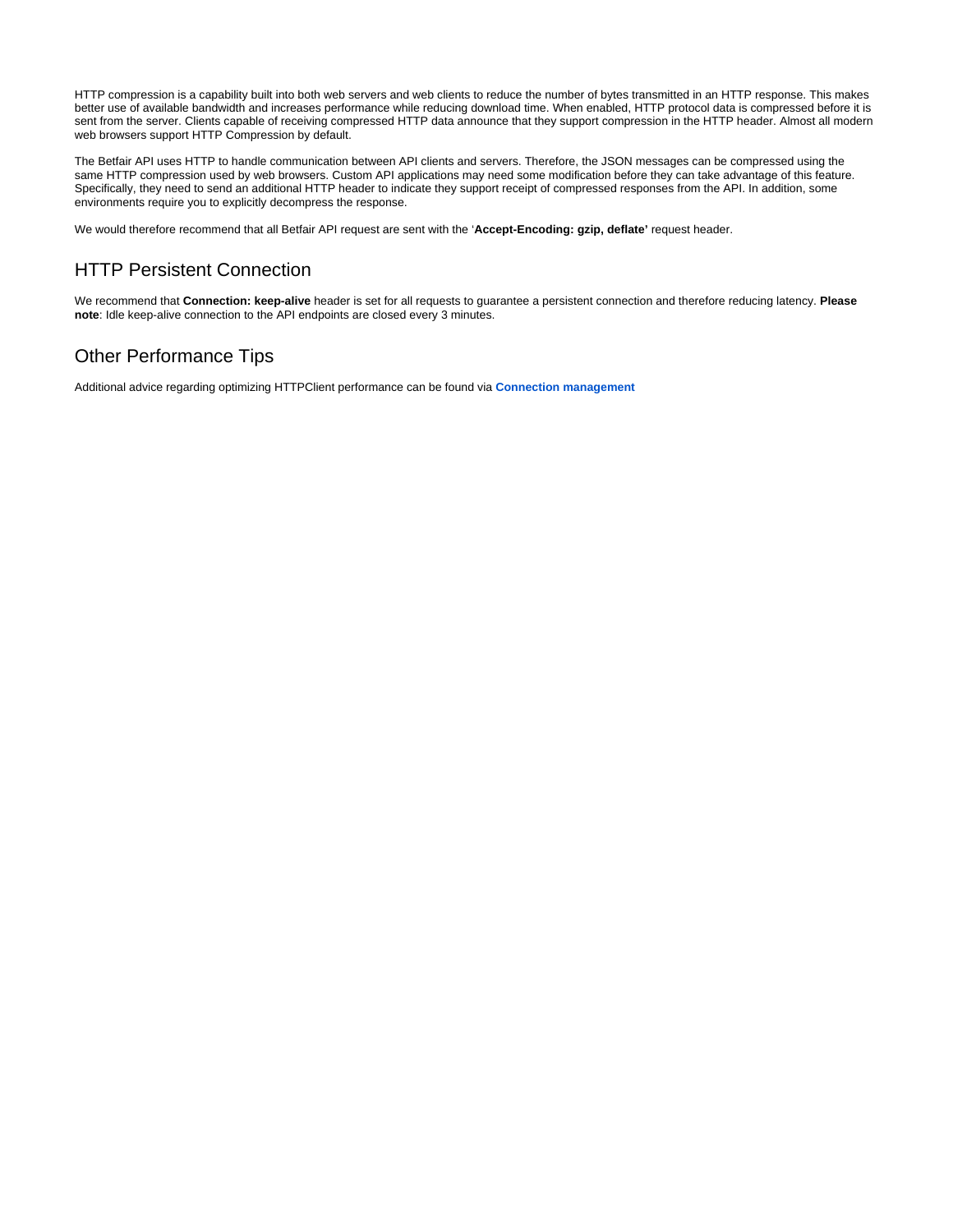HTTP compression is a capability built into both web servers and web clients to reduce the number of bytes transmitted in an HTTP response. This makes better use of available bandwidth and increases performance while reducing download time. When enabled, HTTP protocol data is compressed before it is sent from the server. Clients capable of receiving compressed HTTP data announce that they support compression in the HTTP header. Almost all modern web browsers support HTTP Compression by default.

The Betfair API uses HTTP to handle communication between API clients and servers. Therefore, the JSON messages can be compressed using the same HTTP compression used by web browsers. Custom API applications may need some modification before they can take advantage of this feature. Specifically, they need to send an additional HTTP header to indicate they support receipt of compressed responses from the API. In addition, some environments require you to explicitly decompress the response.

We would therefore recommend that all Betfair API request are sent with the '**Accept-Encoding: gzip, deflate'** request header.

## HTTP Persistent Connection

We recommend that **Connection: keep-alive** header is set for all requests to guarantee a persistent connection and therefore reducing latency. **Please note**: Idle keep-alive connection to the API endpoints are closed every 3 minutes.

## Other Performance Tips

Additional advice regarding optimizing HTTPClient performance can be found via **Connection management**